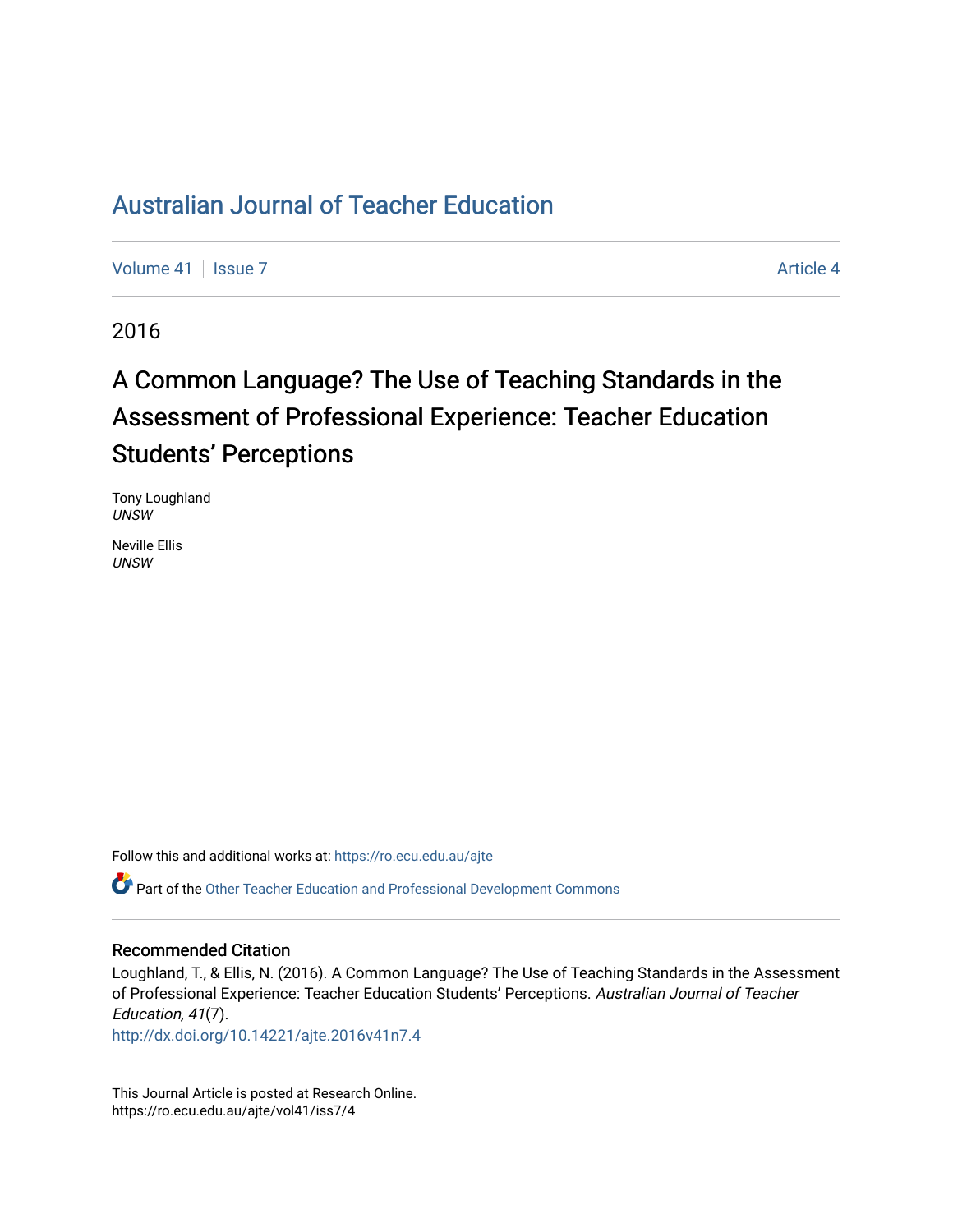# Australian Journal of Teacher Education

Volume 41 | Issue 7 | Article 4

2016

## A Common Language? The Use of Teaching Standards in the Assessment of Professional Experience: Teacher Education Students' Perceptions

Tony Loughland
*UNSW*

Neville Ellis
*UNSW*

Follow this and additional works at: https://ro.ecu.edu.au/ajte

Part of the Other Teacher Education and Professional Development Commons

### Recommended Citation

Loughland, T., & Ellis, N. (2016). A Common Language? The Use of Teaching Standards in the Assessment of Professional Experience: Teacher Education Students' Perceptions. *Australian Journal of Teacher Education, 41*(7).
http://dx.doi.org/10.14221/ajte.2016v41n7.4

This Journal Article is posted at Research Online.
https://ro.ecu.edu.au/ajte/vol41/iss7/4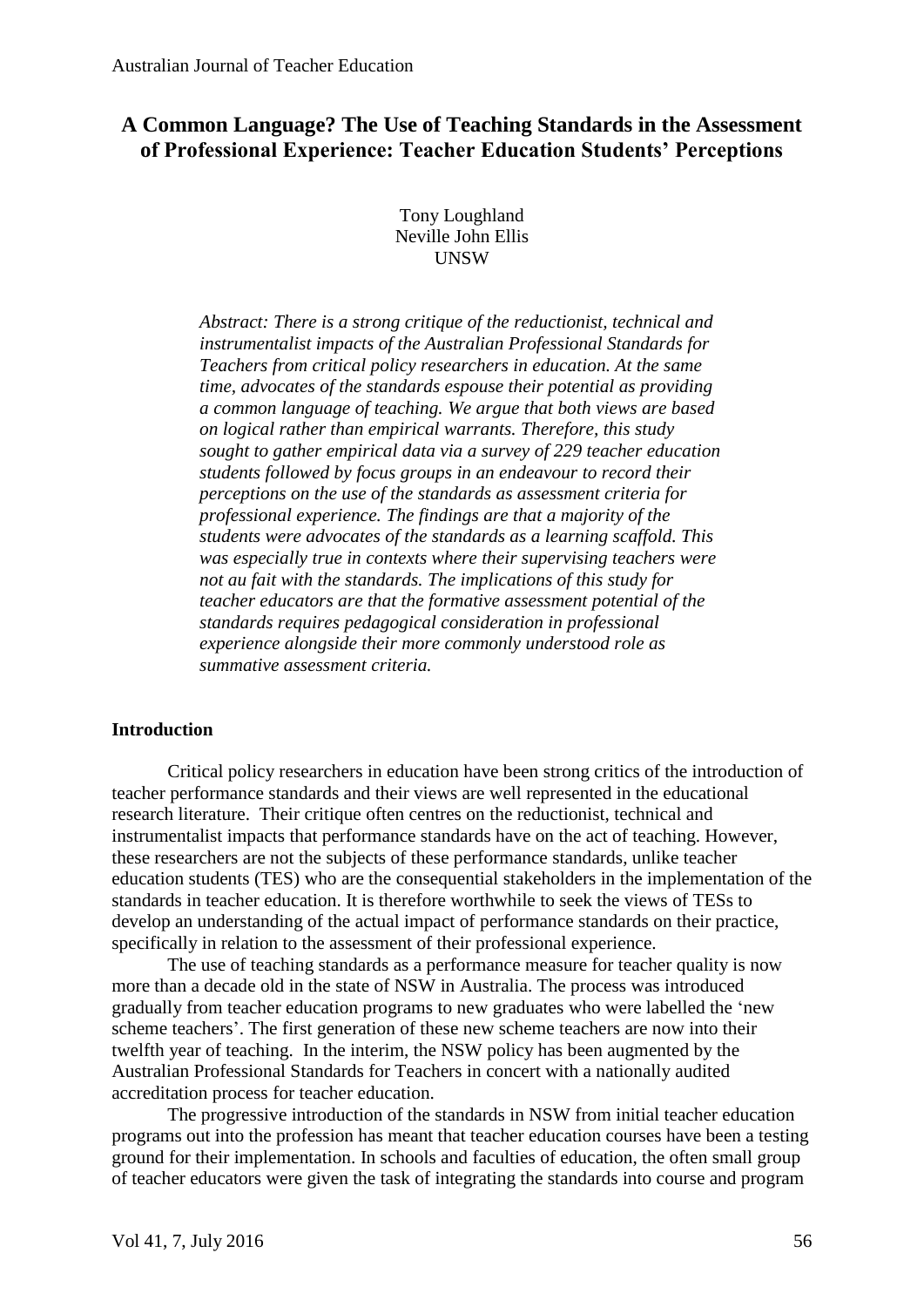# A Common Language? The Use of Teaching Standards in the Assessment of Professional Experience: Teacher Education Students' Perceptions

Tony Loughland
Neville John Ellis
UNSW

*Abstract: There is a strong critique of the reductionist, technical and instrumentalist impacts of the Australian Professional Standards for Teachers from critical policy researchers in education. At the same time, advocates of the standards espouse their potential as providing a common language of teaching. We argue that both views are based on logical rather than empirical warrants. Therefore, this study sought to gather empirical data via a survey of 229 teacher education students followed by focus groups in an endeavour to record their perceptions on the use of the standards as assessment criteria for professional experience. The findings are that a majority of the students were advocates of the standards as a learning scaffold. This was especially true in contexts where their supervising teachers were not au fait with the standards. The implications of this study for teacher educators are that the formative assessment potential of the standards requires pedagogical consideration in professional experience alongside their more commonly understood role as summative assessment criteria.*

## Introduction

Critical policy researchers in education have been strong critics of the introduction of teacher performance standards and their views are well represented in the educational research literature. Their critique often centres on the reductionist, technical and instrumentalist impacts that performance standards have on the act of teaching. However, these researchers are not the subjects of these performance standards, unlike teacher education students (TES) who are the consequential stakeholders in the implementation of the standards in teacher education. It is therefore worthwhile to seek the views of TESs to develop an understanding of the actual impact of performance standards on their practice, specifically in relation to the assessment of their professional experience.

The use of teaching standards as a performance measure for teacher quality is now more than a decade old in the state of NSW in Australia. The process was introduced gradually from teacher education programs to new graduates who were labelled the 'new scheme teachers'. The first generation of these new scheme teachers are now into their twelfth year of teaching. In the interim, the NSW policy has been augmented by the Australian Professional Standards for Teachers in concert with a nationally audited accreditation process for teacher education.

The progressive introduction of the standards in NSW from initial teacher education programs out into the profession has meant that teacher education courses have been a testing ground for their implementation. In schools and faculties of education, the often small group of teacher educators were given the task of integrating the standards into course and program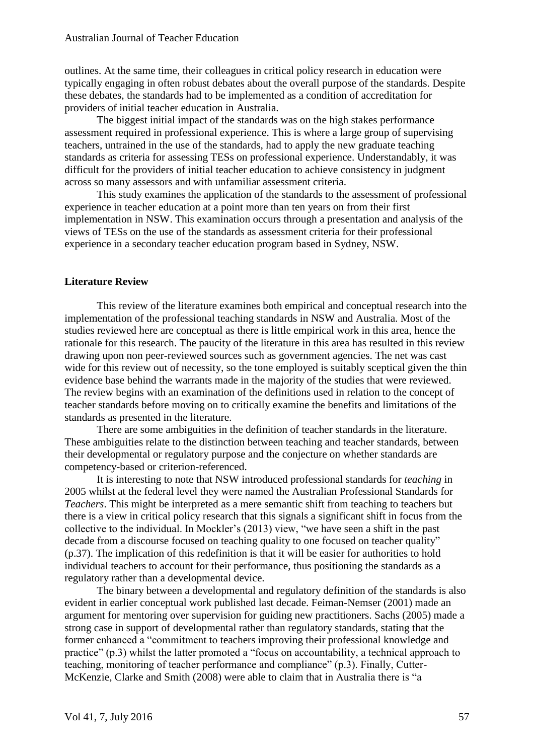outlines. At the same time, their colleagues in critical policy research in education were typically engaging in often robust debates about the overall purpose of the standards. Despite these debates, the standards had to be implemented as a condition of accreditation for providers of initial teacher education in Australia.

The biggest initial impact of the standards was on the high stakes performance assessment required in professional experience. This is where a large group of supervising teachers, untrained in the use of the standards, had to apply the new graduate teaching standards as criteria for assessing TESs on professional experience. Understandably, it was difficult for the providers of initial teacher education to achieve consistency in judgment across so many assessors and with unfamiliar assessment criteria.

This study examines the application of the standards to the assessment of professional experience in teacher education at a point more than ten years on from their first implementation in NSW. This examination occurs through a presentation and analysis of the views of TESs on the use of the standards as assessment criteria for their professional experience in a secondary teacher education program based in Sydney, NSW.

## Literature Review

This review of the literature examines both empirical and conceptual research into the implementation of the professional teaching standards in NSW and Australia. Most of the studies reviewed here are conceptual as there is little empirical work in this area, hence the rationale for this research. The paucity of the literature in this area has resulted in this review drawing upon non peer-reviewed sources such as government agencies. The net was cast wide for this review out of necessity, so the tone employed is suitably sceptical given the thin evidence base behind the warrants made in the majority of the studies that were reviewed. The review begins with an examination of the definitions used in relation to the concept of teacher standards before moving on to critically examine the benefits and limitations of the standards as presented in the literature.

There are some ambiguities in the definition of teacher standards in the literature. These ambiguities relate to the distinction between teaching and teacher standards, between their developmental or regulatory purpose and the conjecture on whether standards are competency-based or criterion-referenced.

It is interesting to note that NSW introduced professional standards for *teaching* in 2005 whilst at the federal level they were named the Australian Professional Standards for *Teachers*. This might be interpreted as a mere semantic shift from teaching to teachers but there is a view in critical policy research that this signals a significant shift in focus from the collective to the individual. In Mockler's (2013) view, "we have seen a shift in the past decade from a discourse focused on teaching quality to one focused on teacher quality" (p.37). The implication of this redefinition is that it will be easier for authorities to hold individual teachers to account for their performance, thus positioning the standards as a regulatory rather than a developmental device.

The binary between a developmental and regulatory definition of the standards is also evident in earlier conceptual work published last decade. Feiman-Nemser (2001) made an argument for mentoring over supervision for guiding new practitioners. Sachs (2005) made a strong case in support of developmental rather than regulatory standards, stating that the former enhanced a "commitment to teachers improving their professional knowledge and practice" (p.3) whilst the latter promoted a "focus on accountability, a technical approach to teaching, monitoring of teacher performance and compliance" (p.3). Finally, Cutter-McKenzie, Clarke and Smith (2008) were able to claim that in Australia there is "a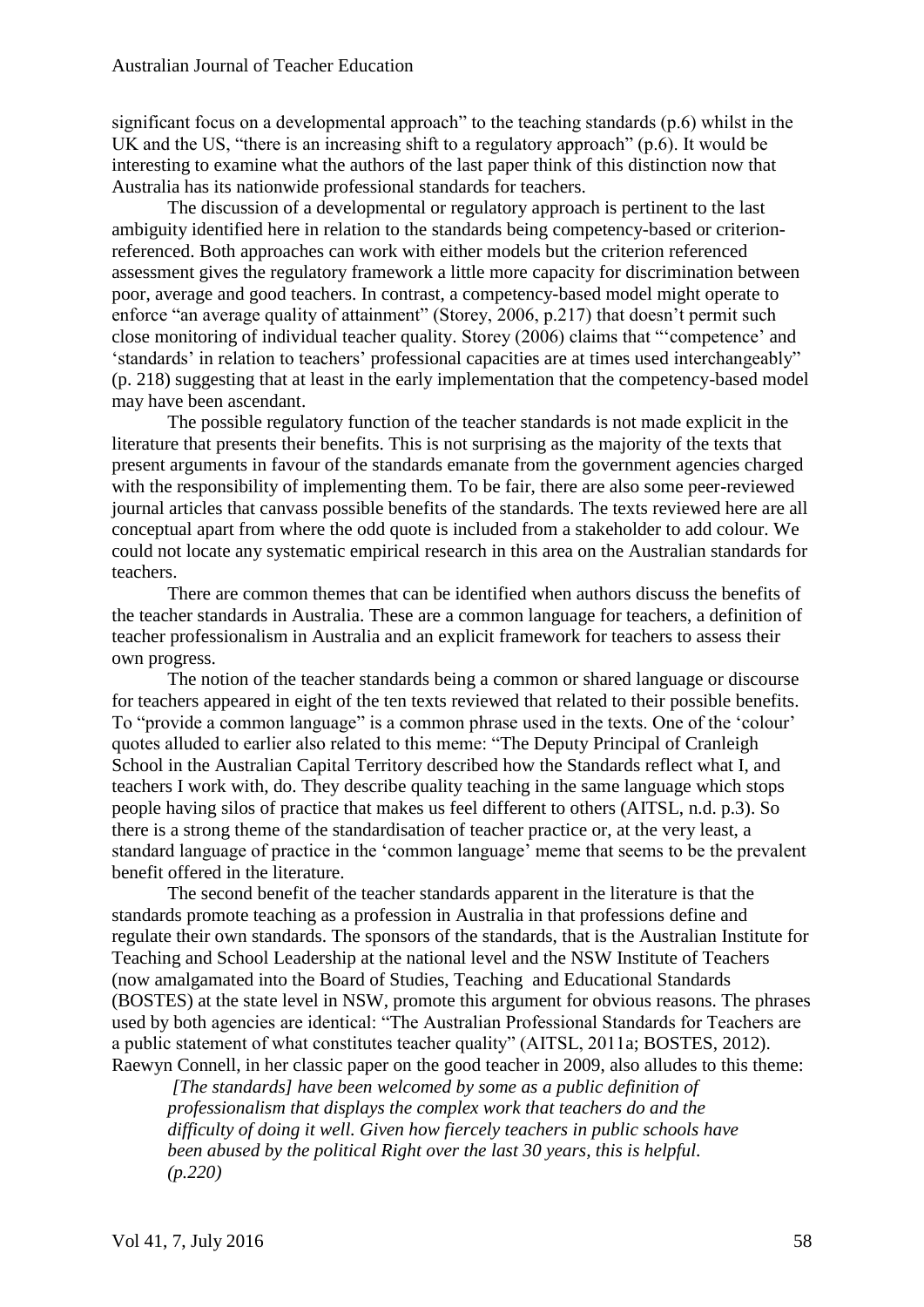significant focus on a developmental approach" to the teaching standards (p.6) whilst in the UK and the US, "there is an increasing shift to a regulatory approach" (p.6). It would be interesting to examine what the authors of the last paper think of this distinction now that Australia has its nationwide professional standards for teachers.

The discussion of a developmental or regulatory approach is pertinent to the last ambiguity identified here in relation to the standards being competency-based or criterion-referenced. Both approaches can work with either models but the criterion referenced assessment gives the regulatory framework a little more capacity for discrimination between poor, average and good teachers. In contrast, a competency-based model might operate to enforce "an average quality of attainment" (Storey, 2006, p.217) that doesn't permit such close monitoring of individual teacher quality. Storey (2006) claims that "'competence' and 'standards' in relation to teachers' professional capacities are at times used interchangeably" (p. 218) suggesting that at least in the early implementation that the competency-based model may have been ascendant.

The possible regulatory function of the teacher standards is not made explicit in the literature that presents their benefits. This is not surprising as the majority of the texts that present arguments in favour of the standards emanate from the government agencies charged with the responsibility of implementing them. To be fair, there are also some peer-reviewed journal articles that canvass possible benefits of the standards. The texts reviewed here are all conceptual apart from where the odd quote is included from a stakeholder to add colour. We could not locate any systematic empirical research in this area on the Australian standards for teachers.

There are common themes that can be identified when authors discuss the benefits of the teacher standards in Australia. These are a common language for teachers, a definition of teacher professionalism in Australia and an explicit framework for teachers to assess their own progress.

The notion of the teacher standards being a common or shared language or discourse for teachers appeared in eight of the ten texts reviewed that related to their possible benefits. To "provide a common language" is a common phrase used in the texts. One of the 'colour' quotes alluded to earlier also related to this meme: "The Deputy Principal of Cranleigh School in the Australian Capital Territory described how the Standards reflect what I, and teachers I work with, do. They describe quality teaching in the same language which stops people having silos of practice that makes us feel different to others (AITSL, n.d. p.3). So there is a strong theme of the standardisation of teacher practice or, at the very least, a standard language of practice in the 'common language' meme that seems to be the prevalent benefit offered in the literature.

The second benefit of the teacher standards apparent in the literature is that the standards promote teaching as a profession in Australia in that professions define and regulate their own standards. The sponsors of the standards, that is the Australian Institute for Teaching and School Leadership at the national level and the NSW Institute of Teachers (now amalgamated into the Board of Studies, Teaching and Educational Standards (BOSTES) at the state level in NSW, promote this argument for obvious reasons. The phrases used by both agencies are identical: "The Australian Professional Standards for Teachers are a public statement of what constitutes teacher quality" (AITSL, 2011a; BOSTES, 2012). Raewyn Connell, in her classic paper on the good teacher in 2009, also alludes to this theme:

> *[The standards] have been welcomed by some as a public definition of professionalism that displays the complex work that teachers do and the difficulty of doing it well. Given how fiercely teachers in public schools have been abused by the political Right over the last 30 years, this is helpful. (p.220)*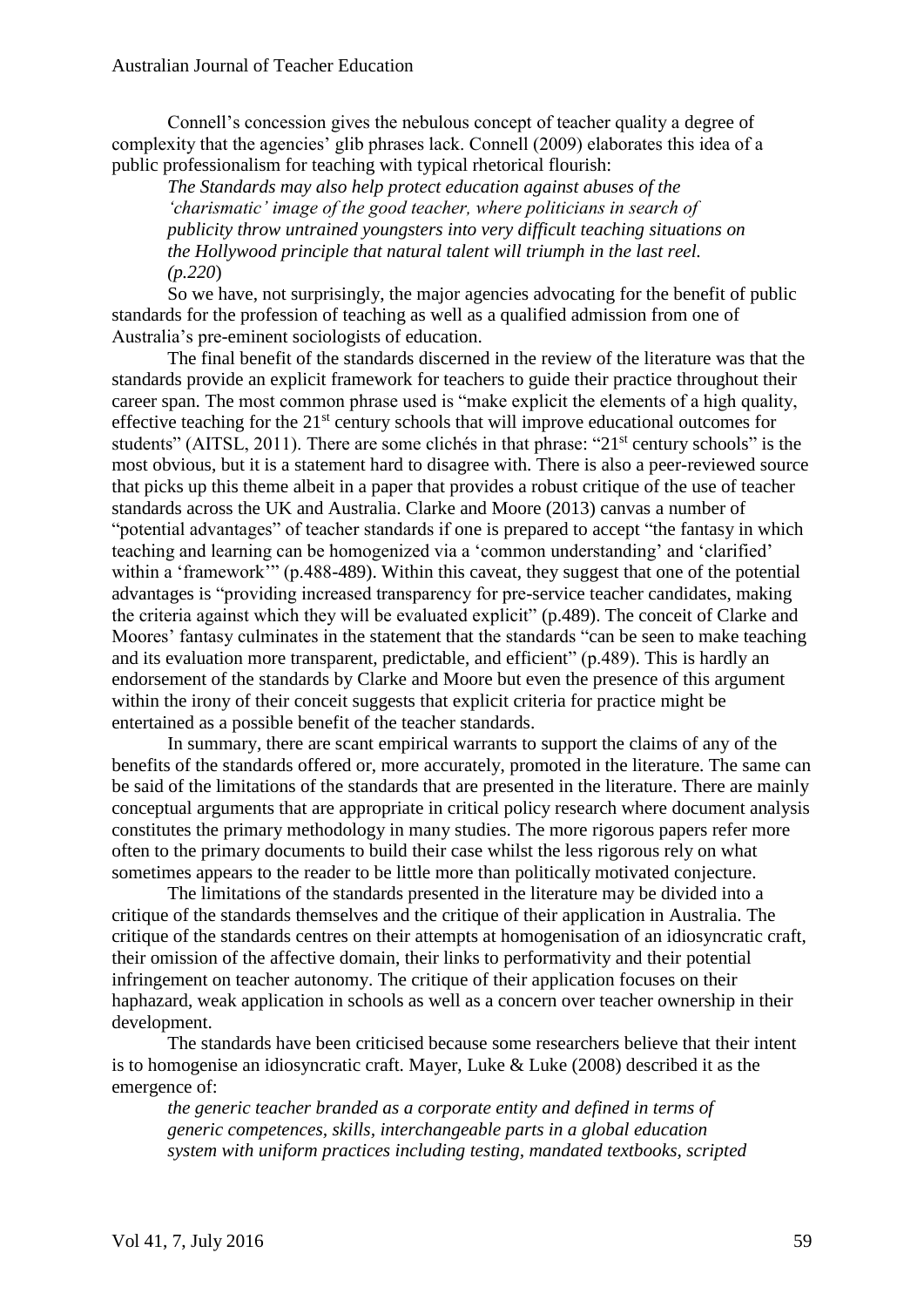Connell's concession gives the nebulous concept of teacher quality a degree of complexity that the agencies' glib phrases lack. Connell (2009) elaborates this idea of a public professionalism for teaching with typical rhetorical flourish:

> *The Standards may also help protect education against abuses of the 'charismatic' image of the good teacher, where politicians in search of publicity throw untrained youngsters into very difficult teaching situations on the Hollywood principle that natural talent will triumph in the last reel. (p.220)*

So we have, not surprisingly, the major agencies advocating for the benefit of public standards for the profession of teaching as well as a qualified admission from one of Australia's pre-eminent sociologists of education.

The final benefit of the standards discerned in the review of the literature was that the standards provide an explicit framework for teachers to guide their practice throughout their career span. The most common phrase used is "make explicit the elements of a high quality, effective teaching for the 21st century schools that will improve educational outcomes for students" (AITSL, 2011). There are some clichés in that phrase: "21st century schools" is the most obvious, but it is a statement hard to disagree with. There is also a peer-reviewed source that picks up this theme albeit in a paper that provides a robust critique of the use of teacher standards across the UK and Australia. Clarke and Moore (2013) canvas a number of "potential advantages" of teacher standards if one is prepared to accept "the fantasy in which teaching and learning can be homogenized via a 'common understanding' and 'clarified' within a 'framework'" (p.488-489). Within this caveat, they suggest that one of the potential advantages is "providing increased transparency for pre-service teacher candidates, making the criteria against which they will be evaluated explicit" (p.489). The conceit of Clarke and Moores' fantasy culminates in the statement that the standards "can be seen to make teaching and its evaluation more transparent, predictable, and efficient" (p.489). This is hardly an endorsement of the standards by Clarke and Moore but even the presence of this argument within the irony of their conceit suggests that explicit criteria for practice might be entertained as a possible benefit of the teacher standards.

In summary, there are scant empirical warrants to support the claims of any of the benefits of the standards offered or, more accurately, promoted in the literature. The same can be said of the limitations of the standards that are presented in the literature. There are mainly conceptual arguments that are appropriate in critical policy research where document analysis constitutes the primary methodology in many studies. The more rigorous papers refer more often to the primary documents to build their case whilst the less rigorous rely on what sometimes appears to the reader to be little more than politically motivated conjecture.

The limitations of the standards presented in the literature may be divided into a critique of the standards themselves and the critique of their application in Australia. The critique of the standards centres on their attempts at homogenisation of an idiosyncratic craft, their omission of the affective domain, their links to performativity and their potential infringement on teacher autonomy. The critique of their application focuses on their haphazard, weak application in schools as well as a concern over teacher ownership in their development.

The standards have been criticised because some researchers believe that their intent is to homogenise an idiosyncratic craft. Mayer, Luke & Luke (2008) described it as the emergence of:

> *the generic teacher branded as a corporate entity and defined in terms of generic competences, skills, interchangeable parts in a global education system with uniform practices including testing, mandated textbooks, scripted*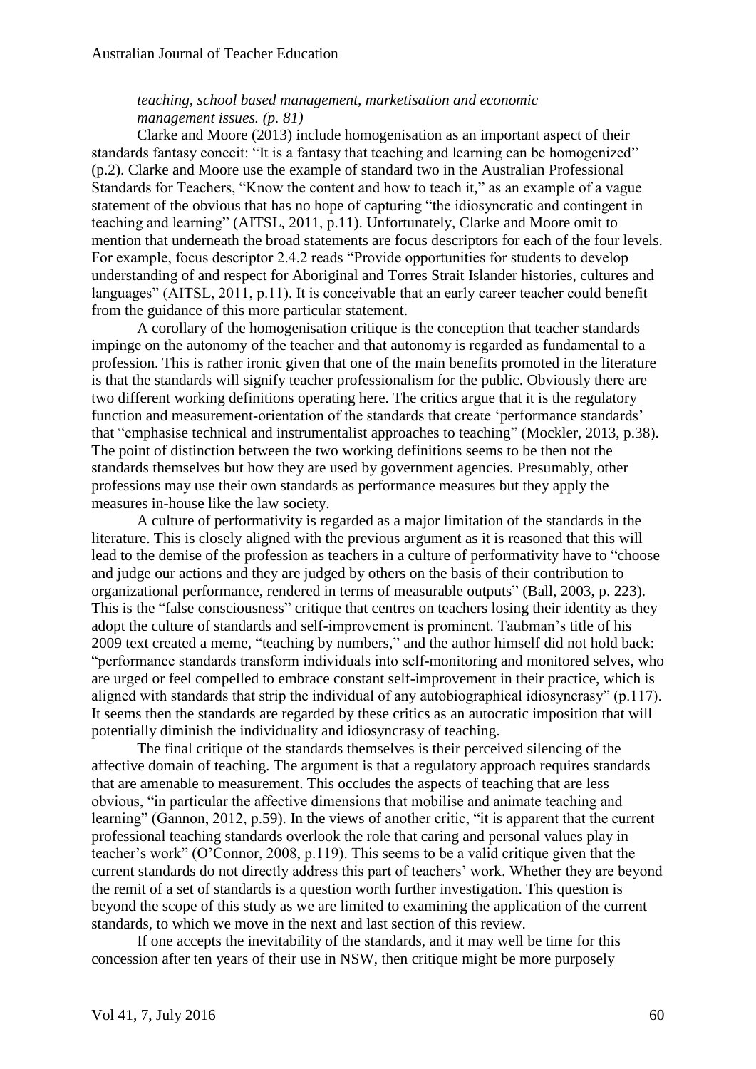*teaching, school based management, marketisation and economic management issues. (p. 81)*

Clarke and Moore (2013) include homogenisation as an important aspect of their standards fantasy conceit: "It is a fantasy that teaching and learning can be homogenized" (p.2). Clarke and Moore use the example of standard two in the Australian Professional Standards for Teachers, "Know the content and how to teach it," as an example of a vague statement of the obvious that has no hope of capturing "the idiosyncratic and contingent in teaching and learning" (AITSL, 2011, p.11). Unfortunately, Clarke and Moore omit to mention that underneath the broad statements are focus descriptors for each of the four levels. For example, focus descriptor 2.4.2 reads "Provide opportunities for students to develop understanding of and respect for Aboriginal and Torres Strait Islander histories, cultures and languages" (AITSL, 2011, p.11). It is conceivable that an early career teacher could benefit from the guidance of this more particular statement.

A corollary of the homogenisation critique is the conception that teacher standards impinge on the autonomy of the teacher and that autonomy is regarded as fundamental to a profession. This is rather ironic given that one of the main benefits promoted in the literature is that the standards will signify teacher professionalism for the public. Obviously there are two different working definitions operating here. The critics argue that it is the regulatory function and measurement-orientation of the standards that create 'performance standards' that "emphasise technical and instrumentalist approaches to teaching" (Mockler, 2013, p.38). The point of distinction between the two working definitions seems to be then not the standards themselves but how they are used by government agencies. Presumably, other professions may use their own standards as performance measures but they apply the measures in-house like the law society.

A culture of performativity is regarded as a major limitation of the standards in the literature. This is closely aligned with the previous argument as it is reasoned that this will lead to the demise of the profession as teachers in a culture of performativity have to "choose and judge our actions and they are judged by others on the basis of their contribution to organizational performance, rendered in terms of measurable outputs" (Ball, 2003, p. 223). This is the "false consciousness" critique that centres on teachers losing their identity as they adopt the culture of standards and self-improvement is prominent. Taubman's title of his 2009 text created a meme, "teaching by numbers," and the author himself did not hold back: "performance standards transform individuals into self-monitoring and monitored selves, who are urged or feel compelled to embrace constant self-improvement in their practice, which is aligned with standards that strip the individual of any autobiographical idiosyncrasy" (p.117). It seems then the standards are regarded by these critics as an autocratic imposition that will potentially diminish the individuality and idiosyncrasy of teaching.

The final critique of the standards themselves is their perceived silencing of the affective domain of teaching. The argument is that a regulatory approach requires standards that are amenable to measurement. This occludes the aspects of teaching that are less obvious, "in particular the affective dimensions that mobilise and animate teaching and learning" (Gannon, 2012, p.59). In the views of another critic, "it is apparent that the current professional teaching standards overlook the role that caring and personal values play in teacher's work" (O'Connor, 2008, p.119). This seems to be a valid critique given that the current standards do not directly address this part of teachers' work. Whether they are beyond the remit of a set of standards is a question worth further investigation. This question is beyond the scope of this study as we are limited to examining the application of the current standards, to which we move in the next and last section of this review.

If one accepts the inevitability of the standards, and it may well be time for this concession after ten years of their use in NSW, then critique might be more purposely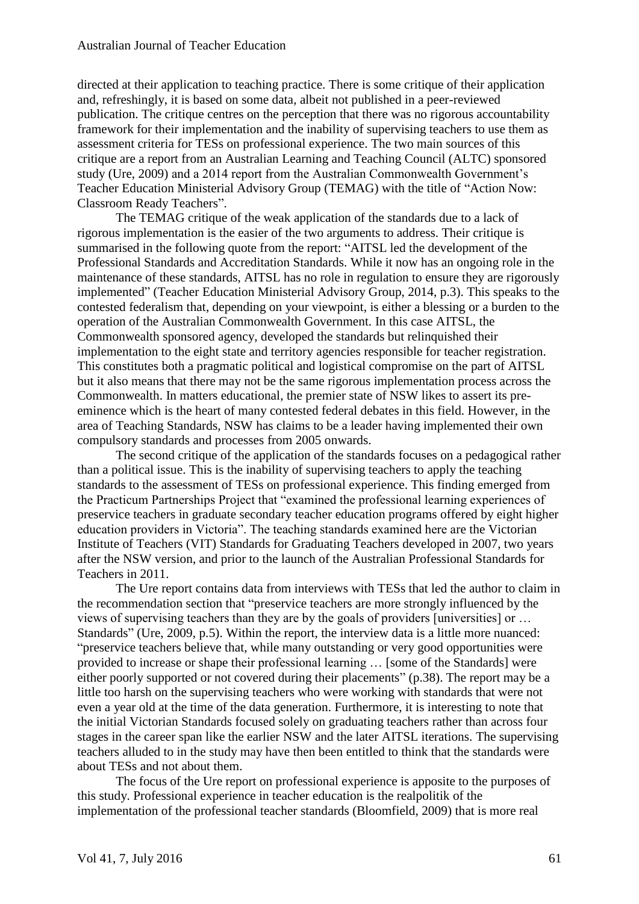directed at their application to teaching practice. There is some critique of their application and, refreshingly, it is based on some data, albeit not published in a peer-reviewed publication. The critique centres on the perception that there was no rigorous accountability framework for their implementation and the inability of supervising teachers to use them as assessment criteria for TESs on professional experience. The two main sources of this critique are a report from an Australian Learning and Teaching Council (ALTC) sponsored study (Ure, 2009) and a 2014 report from the Australian Commonwealth Government's Teacher Education Ministerial Advisory Group (TEMAG) with the title of "Action Now: Classroom Ready Teachers".

The TEMAG critique of the weak application of the standards due to a lack of rigorous implementation is the easier of the two arguments to address. Their critique is summarised in the following quote from the report: "AITSL led the development of the Professional Standards and Accreditation Standards. While it now has an ongoing role in the maintenance of these standards, AITSL has no role in regulation to ensure they are rigorously implemented" (Teacher Education Ministerial Advisory Group, 2014, p.3). This speaks to the contested federalism that, depending on your viewpoint, is either a blessing or a burden to the operation of the Australian Commonwealth Government. In this case AITSL, the Commonwealth sponsored agency, developed the standards but relinquished their implementation to the eight state and territory agencies responsible for teacher registration. This constitutes both a pragmatic political and logistical compromise on the part of AITSL but it also means that there may not be the same rigorous implementation process across the Commonwealth. In matters educational, the premier state of NSW likes to assert its pre-eminence which is the heart of many contested federal debates in this field. However, in the area of Teaching Standards, NSW has claims to be a leader having implemented their own compulsory standards and processes from 2005 onwards.

The second critique of the application of the standards focuses on a pedagogical rather than a political issue. This is the inability of supervising teachers to apply the teaching standards to the assessment of TESs on professional experience. This finding emerged from the Practicum Partnerships Project that "examined the professional learning experiences of preservice teachers in graduate secondary teacher education programs offered by eight higher education providers in Victoria". The teaching standards examined here are the Victorian Institute of Teachers (VIT) Standards for Graduating Teachers developed in 2007, two years after the NSW version, and prior to the launch of the Australian Professional Standards for Teachers in 2011.

The Ure report contains data from interviews with TESs that led the author to claim in the recommendation section that "preservice teachers are more strongly influenced by the views of supervising teachers than they are by the goals of providers [universities] or … Standards" (Ure, 2009, p.5). Within the report, the interview data is a little more nuanced: "preservice teachers believe that, while many outstanding or very good opportunities were provided to increase or shape their professional learning … [some of the Standards] were either poorly supported or not covered during their placements" (p.38). The report may be a little too harsh on the supervising teachers who were working with standards that were not even a year old at the time of the data generation. Furthermore, it is interesting to note that the initial Victorian Standards focused solely on graduating teachers rather than across four stages in the career span like the earlier NSW and the later AITSL iterations. The supervising teachers alluded to in the study may have then been entitled to think that the standards were about TESs and not about them.

The focus of the Ure report on professional experience is apposite to the purposes of this study. Professional experience in teacher education is the realpolitik of the implementation of the professional teacher standards (Bloomfield, 2009) that is more real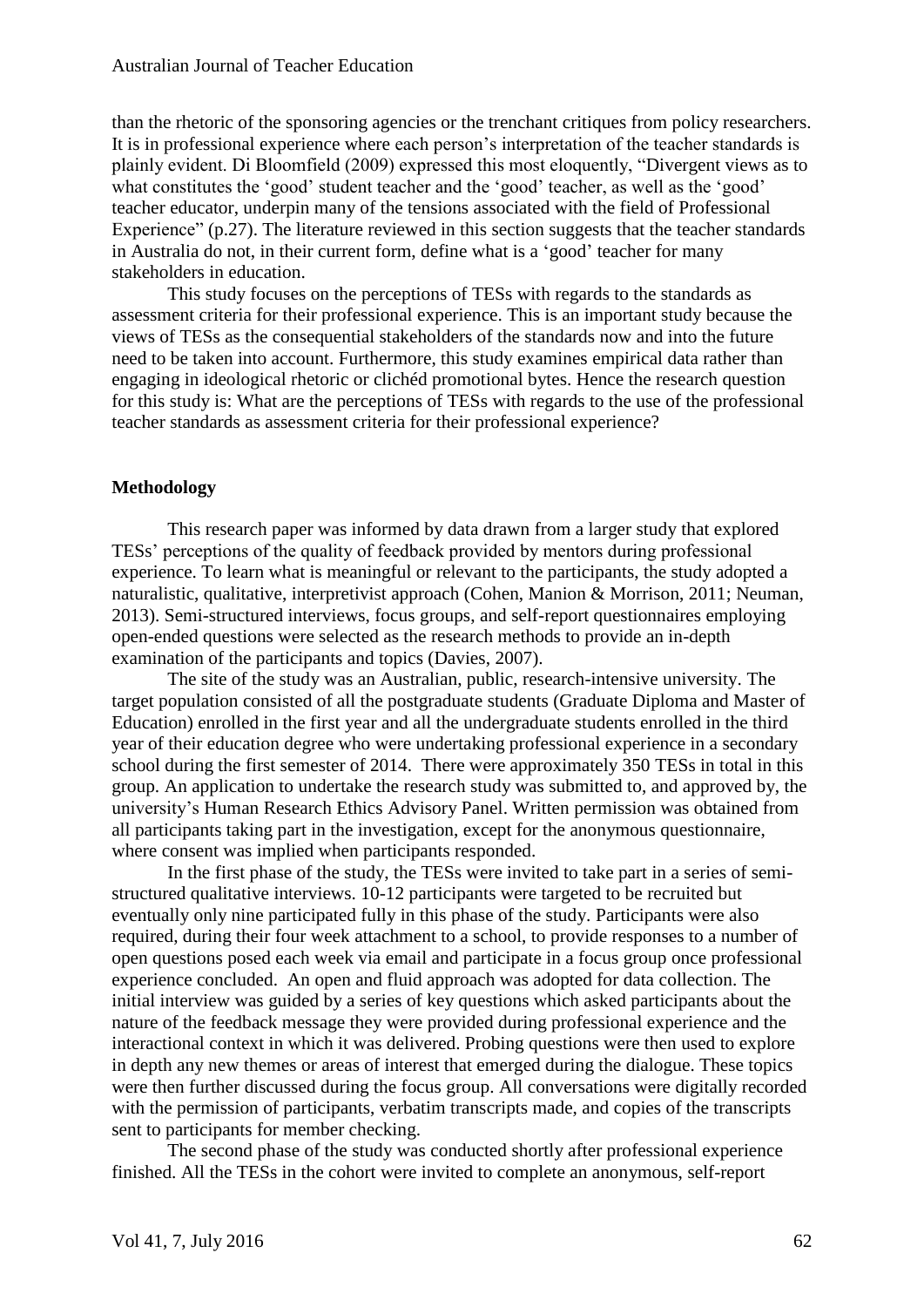than the rhetoric of the sponsoring agencies or the trenchant critiques from policy researchers. It is in professional experience where each person's interpretation of the teacher standards is plainly evident. Di Bloomfield (2009) expressed this most eloquently, "Divergent views as to what constitutes the 'good' student teacher and the 'good' teacher, as well as the 'good' teacher educator, underpin many of the tensions associated with the field of Professional Experience" (p.27). The literature reviewed in this section suggests that the teacher standards in Australia do not, in their current form, define what is a 'good' teacher for many stakeholders in education.

This study focuses on the perceptions of TESs with regards to the standards as assessment criteria for their professional experience. This is an important study because the views of TESs as the consequential stakeholders of the standards now and into the future need to be taken into account. Furthermore, this study examines empirical data rather than engaging in ideological rhetoric or clichéd promotional bytes. Hence the research question for this study is: What are the perceptions of TESs with regards to the use of the professional teacher standards as assessment criteria for their professional experience?

## Methodology

This research paper was informed by data drawn from a larger study that explored TESs' perceptions of the quality of feedback provided by mentors during professional experience. To learn what is meaningful or relevant to the participants, the study adopted a naturalistic, qualitative, interpretivist approach (Cohen, Manion & Morrison, 2011; Neuman, 2013). Semi-structured interviews, focus groups, and self-report questionnaires employing open-ended questions were selected as the research methods to provide an in-depth examination of the participants and topics (Davies, 2007).

The site of the study was an Australian, public, research-intensive university. The target population consisted of all the postgraduate students (Graduate Diploma and Master of Education) enrolled in the first year and all the undergraduate students enrolled in the third year of their education degree who were undertaking professional experience in a secondary school during the first semester of 2014. There were approximately 350 TESs in total in this group. An application to undertake the research study was submitted to, and approved by, the university's Human Research Ethics Advisory Panel. Written permission was obtained from all participants taking part in the investigation, except for the anonymous questionnaire, where consent was implied when participants responded.

In the first phase of the study, the TESs were invited to take part in a series of semi-structured qualitative interviews. 10-12 participants were targeted to be recruited but eventually only nine participated fully in this phase of the study. Participants were also required, during their four week attachment to a school, to provide responses to a number of open questions posed each week via email and participate in a focus group once professional experience concluded. An open and fluid approach was adopted for data collection. The initial interview was guided by a series of key questions which asked participants about the nature of the feedback message they were provided during professional experience and the interactional context in which it was delivered. Probing questions were then used to explore in depth any new themes or areas of interest that emerged during the dialogue. These topics were then further discussed during the focus group. All conversations were digitally recorded with the permission of participants, verbatim transcripts made, and copies of the transcripts sent to participants for member checking.

The second phase of the study was conducted shortly after professional experience finished. All the TESs in the cohort were invited to complete an anonymous, self-report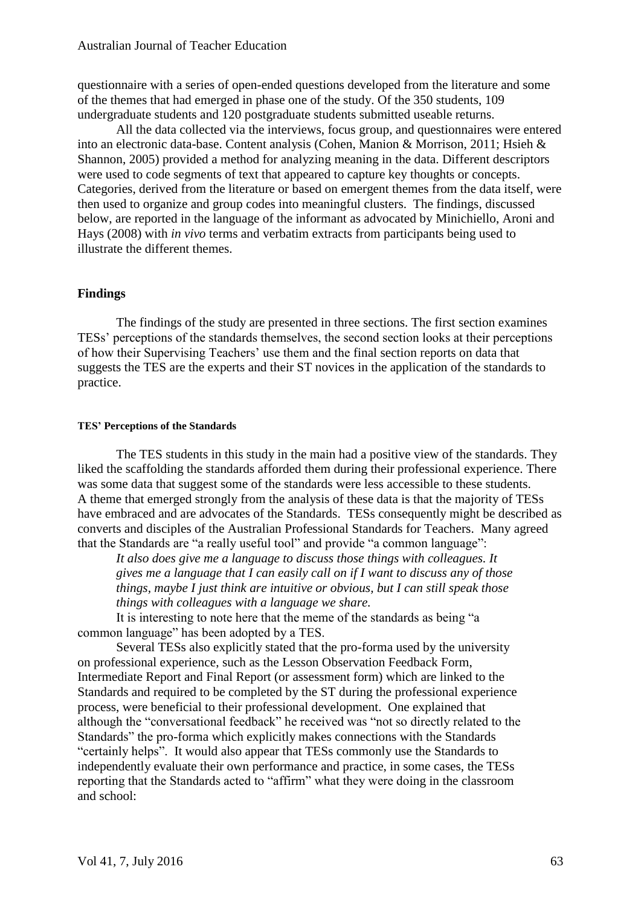questionnaire with a series of open-ended questions developed from the literature and some of the themes that had emerged in phase one of the study. Of the 350 students, 109 undergraduate students and 120 postgraduate students submitted useable returns.

All the data collected via the interviews, focus group, and questionnaires were entered into an electronic data-base. Content analysis (Cohen, Manion & Morrison, 2011; Hsieh & Shannon, 2005) provided a method for analyzing meaning in the data. Different descriptors were used to code segments of text that appeared to capture key thoughts or concepts. Categories, derived from the literature or based on emergent themes from the data itself, were then used to organize and group codes into meaningful clusters. The findings, discussed below, are reported in the language of the informant as advocated by Minichiello, Aroni and Hays (2008) with *in vivo* terms and verbatim extracts from participants being used to illustrate the different themes.

## Findings

The findings of the study are presented in three sections. The first section examines TESs' perceptions of the standards themselves, the second section looks at their perceptions of how their Supervising Teachers' use them and the final section reports on data that suggests the TES are the experts and their ST novices in the application of the standards to practice.

### TES' Perceptions of the Standards

The TES students in this study in the main had a positive view of the standards. They liked the scaffolding the standards afforded them during their professional experience. There was some data that suggest some of the standards were less accessible to these students. A theme that emerged strongly from the analysis of these data is that the majority of TESs have embraced and are advocates of the Standards. TESs consequently might be described as converts and disciples of the Australian Professional Standards for Teachers. Many agreed that the Standards are "a really useful tool" and provide "a common language":

> *It also does give me a language to discuss those things with colleagues. It gives me a language that I can easily call on if I want to discuss any of those things, maybe I just think are intuitive or obvious, but I can still speak those things with colleagues with a language we share.*

It is interesting to note here that the meme of the standards as being "a common language" has been adopted by a TES.

Several TESs also explicitly stated that the pro-forma used by the university on professional experience, such as the Lesson Observation Feedback Form, Intermediate Report and Final Report (or assessment form) which are linked to the Standards and required to be completed by the ST during the professional experience process, were beneficial to their professional development. One explained that although the "conversational feedback" he received was "not so directly related to the Standards" the pro-forma which explicitly makes connections with the Standards "certainly helps". It would also appear that TESs commonly use the Standards to independently evaluate their own performance and practice, in some cases, the TESs reporting that the Standards acted to "affirm" what they were doing in the classroom and school: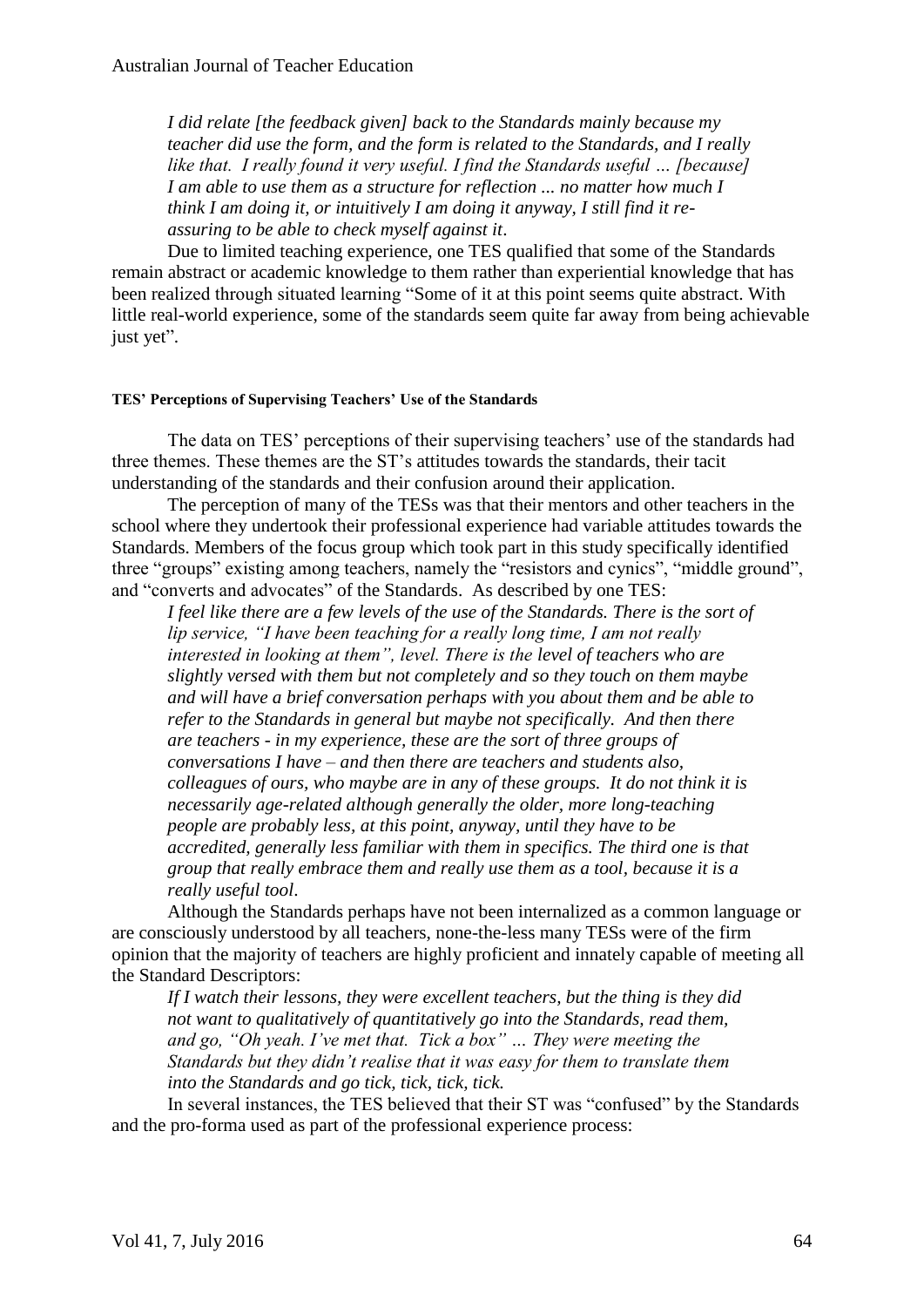*I did relate [the feedback given] back to the Standards mainly because my teacher did use the form, and the form is related to the Standards, and I really like that. I really found it very useful. I find the Standards useful … [because] I am able to use them as a structure for reflection ... no matter how much I think I am doing it, or intuitively I am doing it anyway, I still find it re-assuring to be able to check myself against it*.

Due to limited teaching experience, one TES qualified that some of the Standards remain abstract or academic knowledge to them rather than experiential knowledge that has been realized through situated learning "Some of it at this point seems quite abstract. With little real-world experience, some of the standards seem quite far away from being achievable just yet".

#### TES' Perceptions of Supervising Teachers' Use of the Standards

The data on TES' perceptions of their supervising teachers' use of the standards had three themes. These themes are the ST's attitudes towards the standards, their tacit understanding of the standards and their confusion around their application.

The perception of many of the TESs was that their mentors and other teachers in the school where they undertook their professional experience had variable attitudes towards the Standards. Members of the focus group which took part in this study specifically identified three "groups" existing among teachers, namely the "resistors and cynics", "middle ground", and "converts and advocates" of the Standards. As described by one TES:

*I feel like there are a few levels of the use of the Standards. There is the sort of lip service, "I have been teaching for a really long time, I am not really interested in looking at them", level. There is the level of teachers who are slightly versed with them but not completely and so they touch on them maybe and will have a brief conversation perhaps with you about them and be able to refer to the Standards in general but maybe not specifically. And then there are teachers - in my experience, these are the sort of three groups of conversations I have – and then there are teachers and students also, colleagues of ours, who maybe are in any of these groups. It do not think it is necessarily age-related although generally the older, more long-teaching people are probably less, at this point, anyway, until they have to be accredited, generally less familiar with them in specifics. The third one is that group that really embrace them and really use them as a tool, because it is a really useful tool*.

Although the Standards perhaps have not been internalized as a common language or are consciously understood by all teachers, none-the-less many TESs were of the firm opinion that the majority of teachers are highly proficient and innately capable of meeting all the Standard Descriptors:

*If I watch their lessons, they were excellent teachers, but the thing is they did not want to qualitatively of quantitatively go into the Standards, read them, and go, "Oh yeah. I've met that. Tick a box" … They were meeting the Standards but they didn't realise that it was easy for them to translate them into the Standards and go tick, tick, tick, tick.*

In several instances, the TES believed that their ST was "confused" by the Standards and the pro-forma used as part of the professional experience process: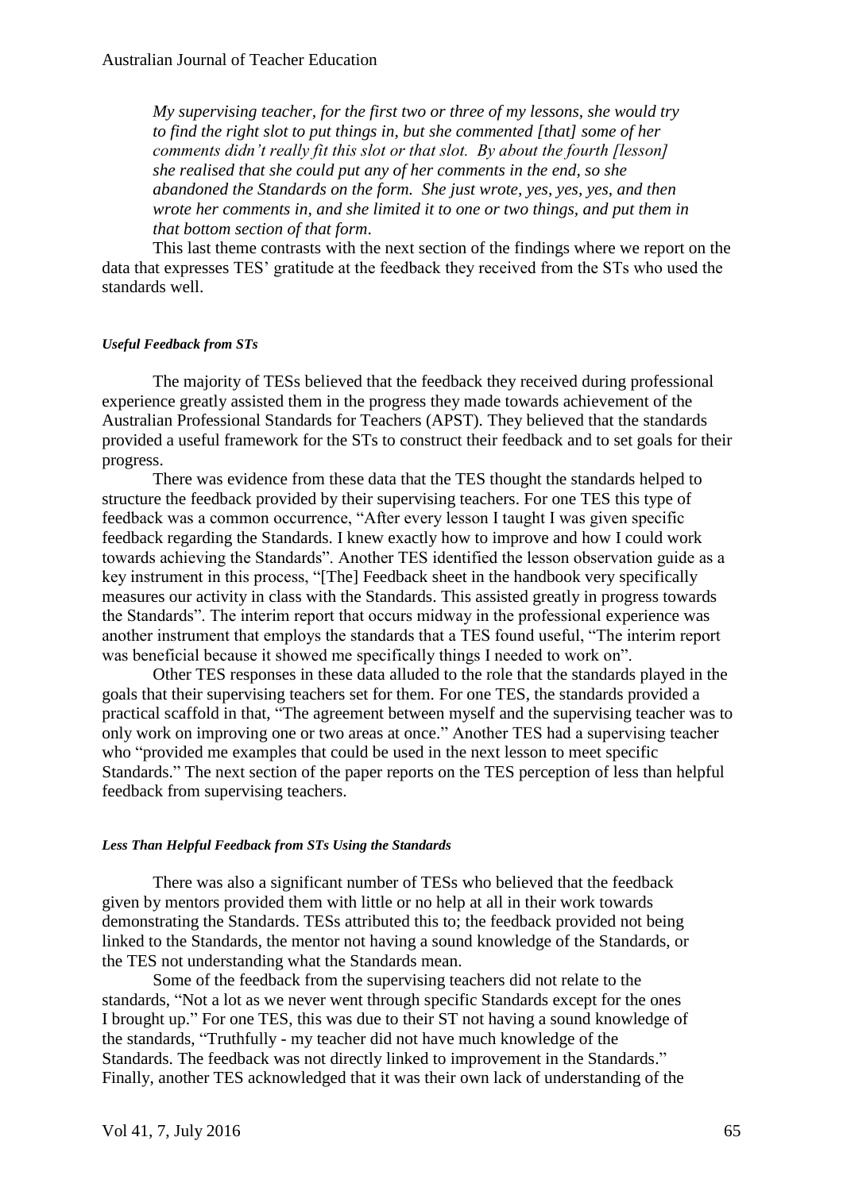*My supervising teacher, for the first two or three of my lessons, she would try to find the right slot to put things in, but she commented [that] some of her comments didn't really fit this slot or that slot. By about the fourth [lesson] she realised that she could put any of her comments in the end, so she abandoned the Standards on the form. She just wrote, yes, yes, yes, and then wrote her comments in, and she limited it to one or two things, and put them in that bottom section of that form*.

This last theme contrasts with the next section of the findings where we report on the data that expresses TES' gratitude at the feedback they received from the STs who used the standards well.

#### *Useful Feedback from STs*

The majority of TESs believed that the feedback they received during professional experience greatly assisted them in the progress they made towards achievement of the Australian Professional Standards for Teachers (APST). They believed that the standards provided a useful framework for the STs to construct their feedback and to set goals for their progress.

There was evidence from these data that the TES thought the standards helped to structure the feedback provided by their supervising teachers. For one TES this type of feedback was a common occurrence, "After every lesson I taught I was given specific feedback regarding the Standards. I knew exactly how to improve and how I could work towards achieving the Standards". Another TES identified the lesson observation guide as a key instrument in this process, "[The] Feedback sheet in the handbook very specifically measures our activity in class with the Standards. This assisted greatly in progress towards the Standards". The interim report that occurs midway in the professional experience was another instrument that employs the standards that a TES found useful, "The interim report was beneficial because it showed me specifically things I needed to work on".

Other TES responses in these data alluded to the role that the standards played in the goals that their supervising teachers set for them. For one TES, the standards provided a practical scaffold in that, "The agreement between myself and the supervising teacher was to only work on improving one or two areas at once." Another TES had a supervising teacher who "provided me examples that could be used in the next lesson to meet specific Standards." The next section of the paper reports on the TES perception of less than helpful feedback from supervising teachers.

#### *Less Than Helpful Feedback from STs Using the Standards*

There was also a significant number of TESs who believed that the feedback given by mentors provided them with little or no help at all in their work towards demonstrating the Standards. TESs attributed this to; the feedback provided not being linked to the Standards, the mentor not having a sound knowledge of the Standards, or the TES not understanding what the Standards mean.

Some of the feedback from the supervising teachers did not relate to the standards, "Not a lot as we never went through specific Standards except for the ones I brought up." For one TES, this was due to their ST not having a sound knowledge of the standards, "Truthfully - my teacher did not have much knowledge of the Standards. The feedback was not directly linked to improvement in the Standards." Finally, another TES acknowledged that it was their own lack of understanding of the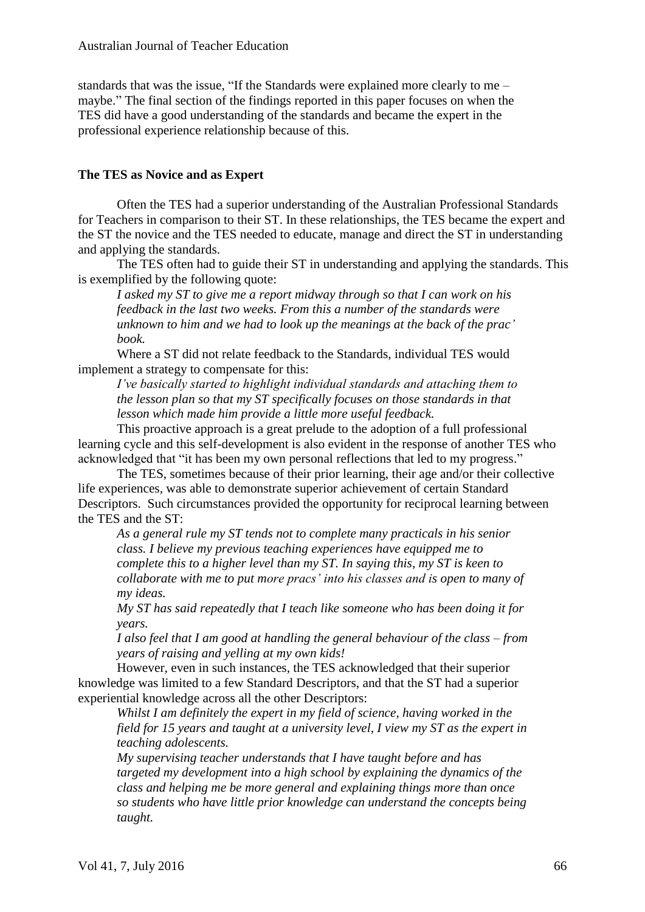standards that was the issue, "If the Standards were explained more clearly to me – maybe." The final section of the findings reported in this paper focuses on when the TES did have a good understanding of the standards and became the expert in the professional experience relationship because of this.

### The TES as Novice and as Expert

Often the TES had a superior understanding of the Australian Professional Standards for Teachers in comparison to their ST. In these relationships, the TES became the expert and the ST the novice and the TES needed to educate, manage and direct the ST in understanding and applying the standards.

The TES often had to guide their ST in understanding and applying the standards. This is exemplified by the following quote:

> *I asked my ST to give me a report midway through so that I can work on his feedback in the last two weeks. From this a number of the standards were unknown to him and we had to look up the meanings at the back of the prac' book.*

Where a ST did not relate feedback to the Standards, individual TES would implement a strategy to compensate for this:

> *I've basically started to highlight individual standards and attaching them to the lesson plan so that my ST specifically focuses on those standards in that lesson which made him provide a little more useful feedback.*

This proactive approach is a great prelude to the adoption of a full professional learning cycle and this self-development is also evident in the response of another TES who acknowledged that "it has been my own personal reflections that led to my progress."

The TES, sometimes because of their prior learning, their age and/or their collective life experiences, was able to demonstrate superior achievement of certain Standard Descriptors. Such circumstances provided the opportunity for reciprocal learning between the TES and the ST:

> *As a general rule my ST tends not to complete many practicals in his senior class. I believe my previous teaching experiences have equipped me to complete this to a higher level than my ST. In saying this, my ST is keen to collaborate with me to put more pracs' into his classes and is open to many of my ideas.*
>
> *My ST has said repeatedly that I teach like someone who has been doing it for years.*
>
> *I also feel that I am good at handling the general behaviour of the class – from years of raising and yelling at my own kids!*

However, even in such instances, the TES acknowledged that their superior knowledge was limited to a few Standard Descriptors, and that the ST had a superior experiential knowledge across all the other Descriptors:

> *Whilst I am definitely the expert in my field of science, having worked in the field for 15 years and taught at a university level, I view my ST as the expert in teaching adolescents.*
>
> *My supervising teacher understands that I have taught before and has targeted my development into a high school by explaining the dynamics of the class and helping me be more general and explaining things more than once so students who have little prior knowledge can understand the concepts being taught.*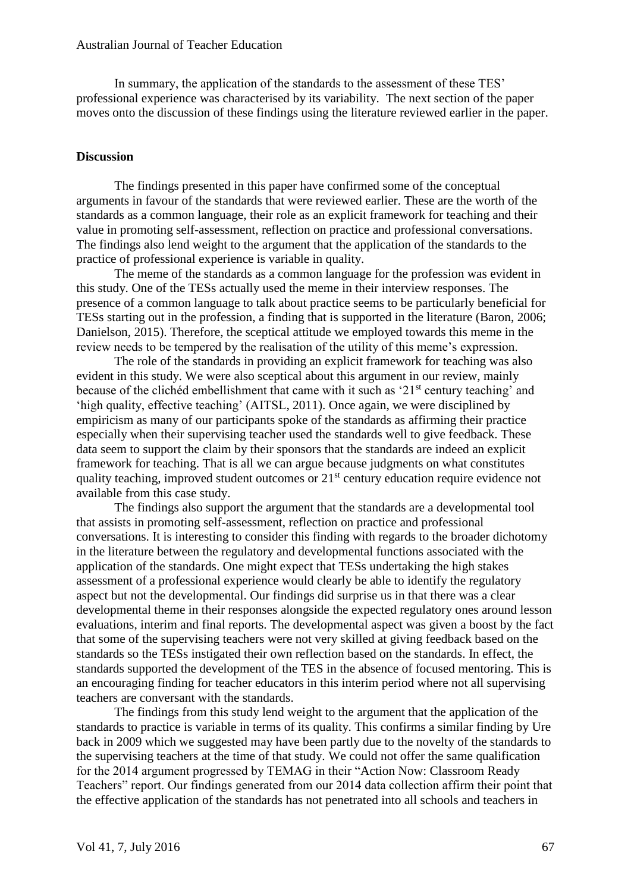In summary, the application of the standards to the assessment of these TES' professional experience was characterised by its variability. The next section of the paper moves onto the discussion of these findings using the literature reviewed earlier in the paper.

**Discussion**

The findings presented in this paper have confirmed some of the conceptual arguments in favour of the standards that were reviewed earlier. These are the worth of the standards as a common language, their role as an explicit framework for teaching and their value in promoting self-assessment, reflection on practice and professional conversations. The findings also lend weight to the argument that the application of the standards to the practice of professional experience is variable in quality.

The meme of the standards as a common language for the profession was evident in this study. One of the TESs actually used the meme in their interview responses. The presence of a common language to talk about practice seems to be particularly beneficial for TESs starting out in the profession, a finding that is supported in the literature (Baron, 2006; Danielson, 2015). Therefore, the sceptical attitude we employed towards this meme in the review needs to be tempered by the realisation of the utility of this meme's expression.

The role of the standards in providing an explicit framework for teaching was also evident in this study. We were also sceptical about this argument in our review, mainly because of the clichéd embellishment that came with it such as '21st century teaching' and 'high quality, effective teaching' (AITSL, 2011). Once again, we were disciplined by empiricism as many of our participants spoke of the standards as affirming their practice especially when their supervising teacher used the standards well to give feedback. These data seem to support the claim by their sponsors that the standards are indeed an explicit framework for teaching. That is all we can argue because judgments on what constitutes quality teaching, improved student outcomes or 21st century education require evidence not available from this case study.

The findings also support the argument that the standards are a developmental tool that assists in promoting self-assessment, reflection on practice and professional conversations. It is interesting to consider this finding with regards to the broader dichotomy in the literature between the regulatory and developmental functions associated with the application of the standards. One might expect that TESs undertaking the high stakes assessment of a professional experience would clearly be able to identify the regulatory aspect but not the developmental. Our findings did surprise us in that there was a clear developmental theme in their responses alongside the expected regulatory ones around lesson evaluations, interim and final reports. The developmental aspect was given a boost by the fact that some of the supervising teachers were not very skilled at giving feedback based on the standards so the TESs instigated their own reflection based on the standards. In effect, the standards supported the development of the TES in the absence of focused mentoring. This is an encouraging finding for teacher educators in this interim period where not all supervising teachers are conversant with the standards.

The findings from this study lend weight to the argument that the application of the standards to practice is variable in terms of its quality. This confirms a similar finding by Ure back in 2009 which we suggested may have been partly due to the novelty of the standards to the supervising teachers at the time of that study. We could not offer the same qualification for the 2014 argument progressed by TEMAG in their "Action Now: Classroom Ready Teachers" report. Our findings generated from our 2014 data collection affirm their point that the effective application of the standards has not penetrated into all schools and teachers in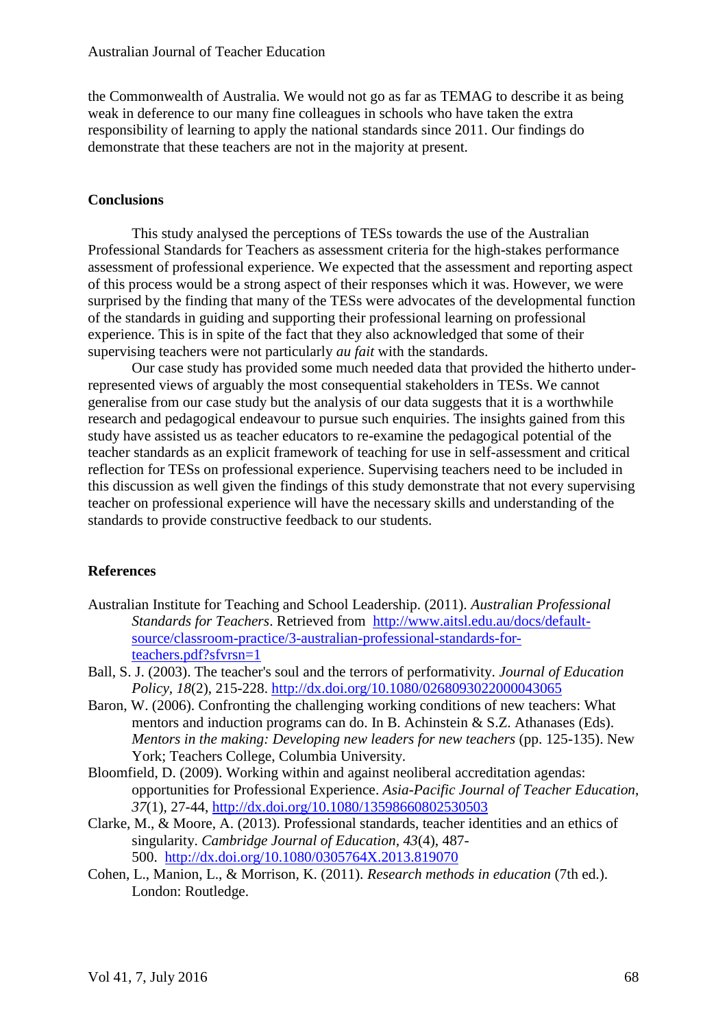the Commonwealth of Australia. We would not go as far as TEMAG to describe it as being weak in deference to our many fine colleagues in schools who have taken the extra responsibility of learning to apply the national standards since 2011. Our findings do demonstrate that these teachers are not in the majority at present.

## Conclusions

This study analysed the perceptions of TESs towards the use of the Australian Professional Standards for Teachers as assessment criteria for the high-stakes performance assessment of professional experience. We expected that the assessment and reporting aspect of this process would be a strong aspect of their responses which it was. However, we were surprised by the finding that many of the TESs were advocates of the developmental function of the standards in guiding and supporting their professional learning on professional experience. This is in spite of the fact that they also acknowledged that some of their supervising teachers were not particularly *au fait* with the standards.

Our case study has provided some much needed data that provided the hitherto under-represented views of arguably the most consequential stakeholders in TESs. We cannot generalise from our case study but the analysis of our data suggests that it is a worthwhile research and pedagogical endeavour to pursue such enquiries. The insights gained from this study have assisted us as teacher educators to re-examine the pedagogical potential of the teacher standards as an explicit framework of teaching for use in self-assessment and critical reflection for TESs on professional experience. Supervising teachers need to be included in this discussion as well given the findings of this study demonstrate that not every supervising teacher on professional experience will have the necessary skills and understanding of the standards to provide constructive feedback to our students.

## References

Australian Institute for Teaching and School Leadership. (2011). *Australian Professional Standards for Teachers*. Retrieved from http://www.aitsl.edu.au/docs/default-source/classroom-practice/3-australian-professional-standards-for-teachers.pdf?sfvrsn=1

Ball, S. J. (2003). The teacher's soul and the terrors of performativity. *Journal of Education Policy, 18*(2), 215-228. http://dx.doi.org/10.1080/0268093022000043065

Baron, W. (2006). Confronting the challenging working conditions of new teachers: What mentors and induction programs can do. In B. Achinstein & S.Z. Athanases (Eds). *Mentors in the making: Developing new leaders for new teachers* (pp. 125-135). New York; Teachers College, Columbia University.

Bloomfield, D. (2009). Working within and against neoliberal accreditation agendas: opportunities for Professional Experience. *Asia-Pacific Journal of Teacher Education*, *37*(1), 27-44, http://dx.doi.org/10.1080/13598660802530503

Clarke, M., & Moore, A. (2013). Professional standards, teacher identities and an ethics of singularity. *Cambridge Journal of Education*, *43*(4), 487-500. http://dx.doi.org/10.1080/0305764X.2013.819070

Cohen, L., Manion, L., & Morrison, K. (2011). *Research methods in education* (7th ed.). London: Routledge.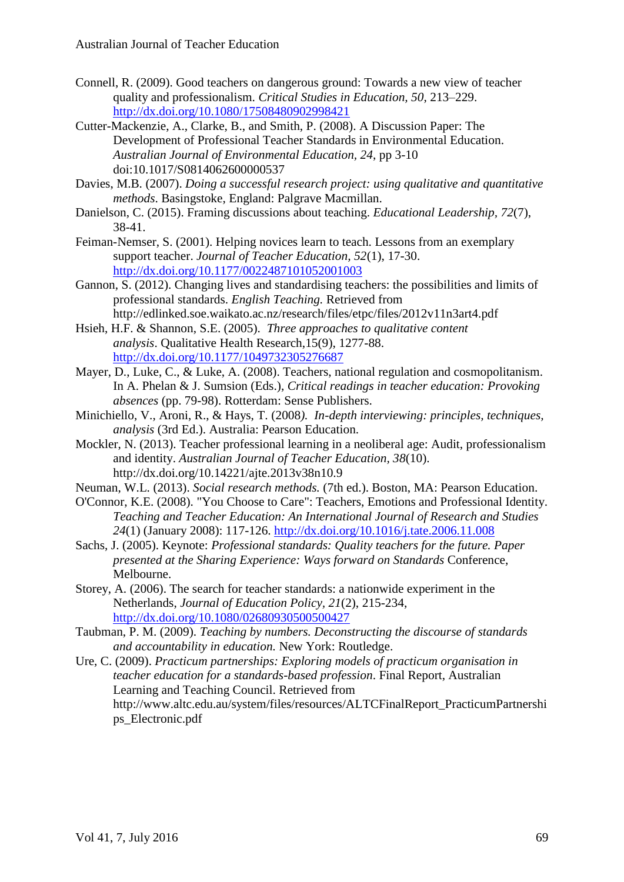Connell, R. (2009). Good teachers on dangerous ground: Towards a new view of teacher quality and professionalism. *Critical Studies in Education, 50*, 213–229. http://dx.doi.org/10.1080/17508480902998421

Cutter-Mackenzie, A., Clarke, B., and Smith, P. (2008). A Discussion Paper: The Development of Professional Teacher Standards in Environmental Education. *Australian Journal of Environmental Education, 24*, pp 3-10 doi:10.1017/S0814062600000537

Davies, M.B. (2007). *Doing a successful research project: using qualitative and quantitative methods*. Basingstoke, England: Palgrave Macmillan.

Danielson, C. (2015). Framing discussions about teaching. *Educational Leadership, 72*(7), 38-41.

Feiman-Nemser, S. (2001). Helping novices learn to teach. Lessons from an exemplary support teacher. *Journal of Teacher Education, 52*(1), 17-30. http://dx.doi.org/10.1177/0022487101052001003

Gannon, S. (2012). Changing lives and standardising teachers: the possibilities and limits of professional standards. *English Teaching.* Retrieved from http://edlinked.soe.waikato.ac.nz/research/files/etpc/files/2012v11n3art4.pdf

Hsieh, H.F. & Shannon, S.E. (2005). *Three approaches to qualitative content analysis*. Qualitative Health Research,15(9), 1277-88. http://dx.doi.org/10.1177/1049732305276687

Mayer, D., Luke, C., & Luke, A. (2008). Teachers, national regulation and cosmopolitanism. In A. Phelan & J. Sumsion (Eds.), *Critical readings in teacher education: Provoking absences* (pp. 79-98). Rotterdam: Sense Publishers.

Minichiello, V., Aroni, R., & Hays, T. (2008*). In-depth interviewing: principles, techniques, analysis* (3rd Ed.). Australia: Pearson Education.

Mockler, N. (2013). Teacher professional learning in a neoliberal age: Audit, professionalism and identity. *Australian Journal of Teacher Education, 38*(10). http://dx.doi.org/10.14221/ajte.2013v38n10.9

Neuman, W.L. (2013). *Social research methods.* (7th ed.). Boston, MA: Pearson Education.

O'Connor, K.E. (2008). "You Choose to Care": Teachers, Emotions and Professional Identity. *Teaching and Teacher Education: An International Journal of Research and Studies 24*(1) (January 2008): 117-126. http://dx.doi.org/10.1016/j.tate.2006.11.008

Sachs, J. (2005). Keynote: *Professional standards: Quality teachers for the future. Paper presented at the Sharing Experience: Ways forward on Standards* Conference, Melbourne.

Storey, A. (2006). The search for teacher standards: a nationwide experiment in the Netherlands, *Journal of Education Policy, 21*(2), 215-234, http://dx.doi.org/10.1080/02680930500500427

Taubman, P. M. (2009). *Teaching by numbers. Deconstructing the discourse of standards and accountability in education.* New York: Routledge.

Ure, C. (2009). *Practicum partnerships: Exploring models of practicum organisation in teacher education for a standards-based profession*. Final Report, Australian Learning and Teaching Council. Retrieved from http://www.altc.edu.au/system/files/resources/ALTCFinalReport_PracticumPartnerships_Electronic.pdf